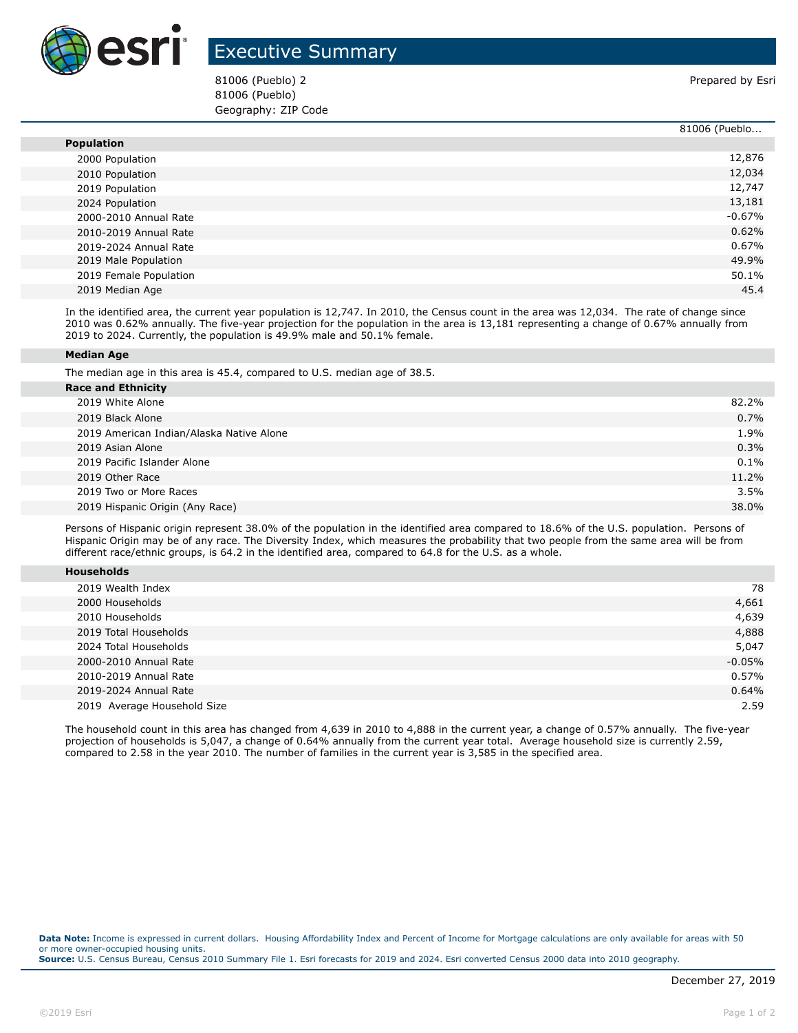# Executive Summary

81006 (Pueblo) 2
81006 (Pueblo)
Geography: ZIP Code

Prepared by Esri

| | 81006 (Pueblo... |
|---|---|
| **Population** | |
| 2000 Population | 12,876 |
| 2010 Population | 12,034 |
| 2019 Population | 12,747 |
| 2024 Population | 13,181 |
| 2000-2010 Annual Rate | -0.67% |
| 2010-2019 Annual Rate | 0.62% |
| 2019-2024 Annual Rate | 0.67% |
| 2019 Male Population | 49.9% |
| 2019 Female Population | 50.1% |
| 2019 Median Age | 45.4 |

In the identified area, the current year population is 12,747. In 2010, the Census count in the area was 12,034. The rate of change since 2010 was 0.62% annually. The five-year projection for the population in the area is 13,181 representing a change of 0.67% annually from 2019 to 2024. Currently, the population is 49.9% male and 50.1% female.

**Median Age**

The median age in this area is 45.4, compared to U.S. median age of 38.5.

| **Race and Ethnicity** | |
|---|---|
| 2019 White Alone | 82.2% |
| 2019 Black Alone | 0.7% |
| 2019 American Indian/Alaska Native Alone | 1.9% |
| 2019 Asian Alone | 0.3% |
| 2019 Pacific Islander Alone | 0.1% |
| 2019 Other Race | 11.2% |
| 2019 Two or More Races | 3.5% |
| 2019 Hispanic Origin (Any Race) | 38.0% |

Persons of Hispanic origin represent 38.0% of the population in the identified area compared to 18.6% of the U.S. population. Persons of Hispanic Origin may be of any race. The Diversity Index, which measures the probability that two people from the same area will be from different race/ethnic groups, is 64.2 in the identified area, compared to 64.8 for the U.S. as a whole.

| **Households** | |
|---|---|
| 2019 Wealth Index | 78 |
| 2000 Households | 4,661 |
| 2010 Households | 4,639 |
| 2019 Total Households | 4,888 |
| 2024 Total Households | 5,047 |
| 2000-2010 Annual Rate | -0.05% |
| 2010-2019 Annual Rate | 0.57% |
| 2019-2024 Annual Rate | 0.64% |
| 2019 Average Household Size | 2.59 |

The household count in this area has changed from 4,639 in 2010 to 4,888 in the current year, a change of 0.57% annually. The five-year projection of households is 5,047, a change of 0.64% annually from the current year total. Average household size is currently 2.59, compared to 2.58 in the year 2010. The number of families in the current year is 3,585 in the specified area.

**Data Note:** Income is expressed in current dollars. Housing Affordability Index and Percent of Income for Mortgage calculations are only available for areas with 50 or more owner-occupied housing units.
**Source:** U.S. Census Bureau, Census 2010 Summary File 1. Esri forecasts for 2019 and 2024. Esri converted Census 2000 data into 2010 geography.

December 27, 2019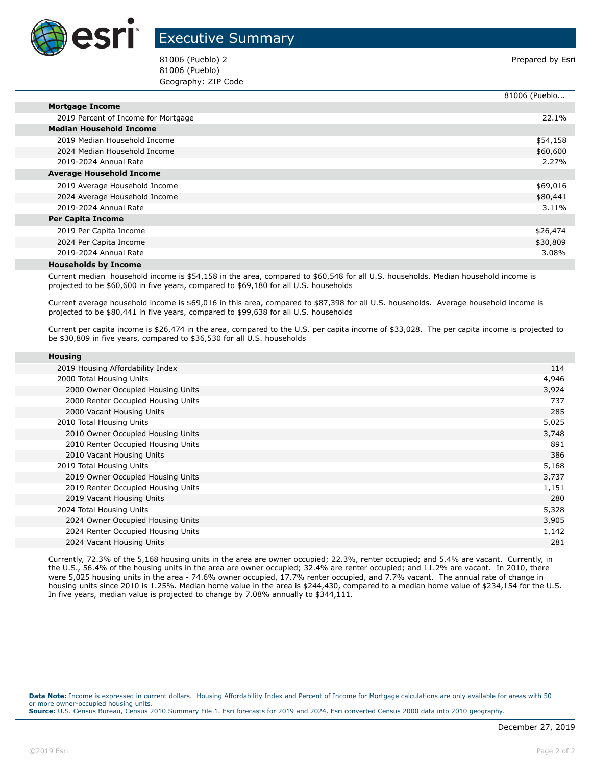# Executive Summary

81006 (Pueblo) 2
81006 (Pueblo)
Geography: ZIP Code

Prepared by Esri

| | 81006 (Pueblo... |
|---|---|
| **Mortgage Income** | |
| 2019 Percent of Income for Mortgage | 22.1% |
| **Median Household Income** | |
| 2019 Median Household Income | $54,158 |
| 2024 Median Household Income | $60,600 |
| 2019-2024 Annual Rate | 2.27% |
| **Average Household Income** | |
| 2019 Average Household Income | $69,016 |
| 2024 Average Household Income | $80,441 |
| 2019-2024 Annual Rate | 3.11% |
| **Per Capita Income** | |
| 2019 Per Capita Income | $26,474 |
| 2024 Per Capita Income | $30,809 |
| 2019-2024 Annual Rate | 3.08% |
| **Households by Income** | |

Current median household income is $54,158 in the area, compared to $60,548 for all U.S. households. Median household income is projected to be $60,600 in five years, compared to $69,180 for all U.S. households

Current average household income is $69,016 in this area, compared to $87,398 for all U.S. households. Average household income is projected to be $80,441 in five years, compared to $99,638 for all U.S. households

Current per capita income is $26,474 in the area, compared to the U.S. per capita income of $33,028. The per capita income is projected to be $30,809 in five years, compared to $36,530 for all U.S. households

| | |
|---|---|
| **Housing** | |
| 2019 Housing Affordability Index | 114 |
| 2000 Total Housing Units | 4,946 |
| 2000 Owner Occupied Housing Units | 3,924 |
| 2000 Renter Occupied Housing Units | 737 |
| 2000 Vacant Housing Units | 285 |
| 2010 Total Housing Units | 5,025 |
| 2010 Owner Occupied Housing Units | 3,748 |
| 2010 Renter Occupied Housing Units | 891 |
| 2010 Vacant Housing Units | 386 |
| 2019 Total Housing Units | 5,168 |
| 2019 Owner Occupied Housing Units | 3,737 |
| 2019 Renter Occupied Housing Units | 1,151 |
| 2019 Vacant Housing Units | 280 |
| 2024 Total Housing Units | 5,328 |
| 2024 Owner Occupied Housing Units | 3,905 |
| 2024 Renter Occupied Housing Units | 1,142 |
| 2024 Vacant Housing Units | 281 |

Currently, 72.3% of the 5,168 housing units in the area are owner occupied; 22.3%, renter occupied; and 5.4% are vacant. Currently, in the U.S., 56.4% of the housing units in the area are owner occupied; 32.4% are renter occupied; and 11.2% are vacant. In 2010, there were 5,025 housing units in the area - 74.6% owner occupied, 17.7% renter occupied, and 7.7% vacant. The annual rate of change in housing units since 2010 is 1.25%. Median home value in the area is $244,430, compared to a median home value of $234,154 for the U.S. In five years, median value is projected to change by 7.08% annually to $344,111.

**Data Note:** Income is expressed in current dollars. Housing Affordability Index and Percent of Income for Mortgage calculations are only available for areas with 50 or more owner-occupied housing units.
**Source:** U.S. Census Bureau, Census 2010 Summary File 1. Esri forecasts for 2019 and 2024. Esri converted Census 2000 data into 2010 geography.

December 27, 2019

©2019 Esri